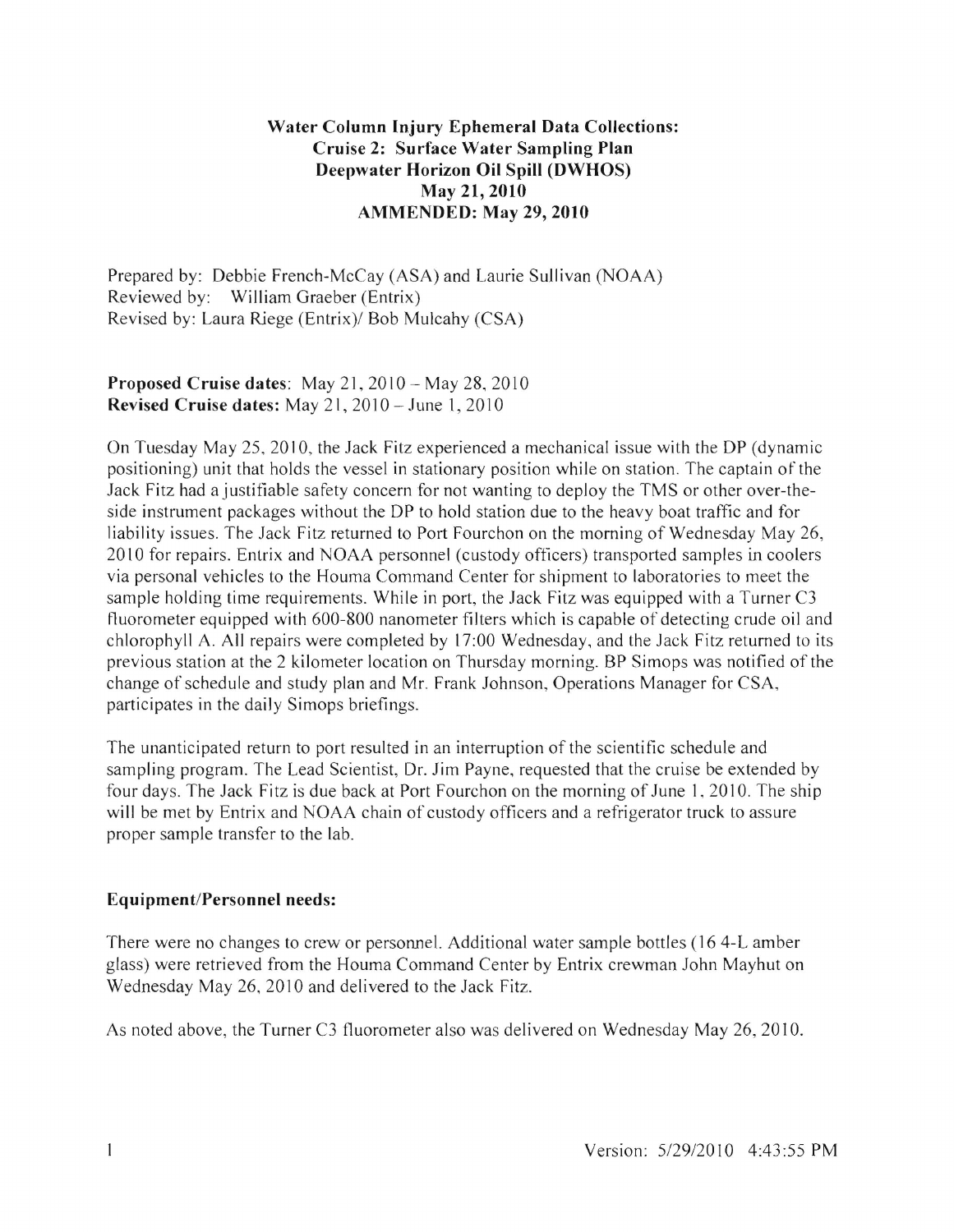# Water Column Injury Ephemeral Data Collections:
## Cruise 2: Surface Water Sampling Plan
## Deepwater Horizon Oil Spill (DWHOS)
## May 21, 2010
## AMMENDED: May 29, 2010

Prepared by: Debbie French-McCay (ASA) and Laurie Sullivan (NOAA)
Reviewed by: William Graeber (Entrix)
Revised by: Laura Riege (Entrix)/ Bob Mulcahy (CSA)

**Proposed Cruise dates**: May 21, 2010 – May 28, 2010
**Revised Cruise dates:** May 21, 2010 – June 1, 2010

On Tuesday May 25, 2010, the Jack Fitz experienced a mechanical issue with the DP (dynamic positioning) unit that holds the vessel in stationary position while on station. The captain of the Jack Fitz had a justifiable safety concern for not wanting to deploy the TMS or other over-the-side instrument packages without the DP to hold station due to the heavy boat traffic and for liability issues. The Jack Fitz returned to Port Fourchon on the morning of Wednesday May 26, 2010 for repairs. Entrix and NOAA personnel (custody officers) transported samples in coolers via personal vehicles to the Houma Command Center for shipment to laboratories to meet the sample holding time requirements. While in port, the Jack Fitz was equipped with a Turner C3 fluorometer equipped with 600-800 nanometer filters which is capable of detecting crude oil and chlorophyll A. All repairs were completed by 17:00 Wednesday, and the Jack Fitz returned to its previous station at the 2 kilometer location on Thursday morning. BP Simops was notified of the change of schedule and study plan and Mr. Frank Johnson, Operations Manager for CSA, participates in the daily Simops briefings.

The unanticipated return to port resulted in an interruption of the scientific schedule and sampling program. The Lead Scientist, Dr. Jim Payne, requested that the cruise be extended by four days. The Jack Fitz is due back at Port Fourchon on the morning of June 1, 2010. The ship will be met by Entrix and NOAA chain of custody officers and a refrigerator truck to assure proper sample transfer to the lab.

### Equipment/Personnel needs:

There were no changes to crew or personnel. Additional water sample bottles (16 4-L amber glass) were retrieved from the Houma Command Center by Entrix crewman John Mayhut on Wednesday May 26, 2010 and delivered to the Jack Fitz.

As noted above, the Turner C3 fluorometer also was delivered on Wednesday May 26, 2010.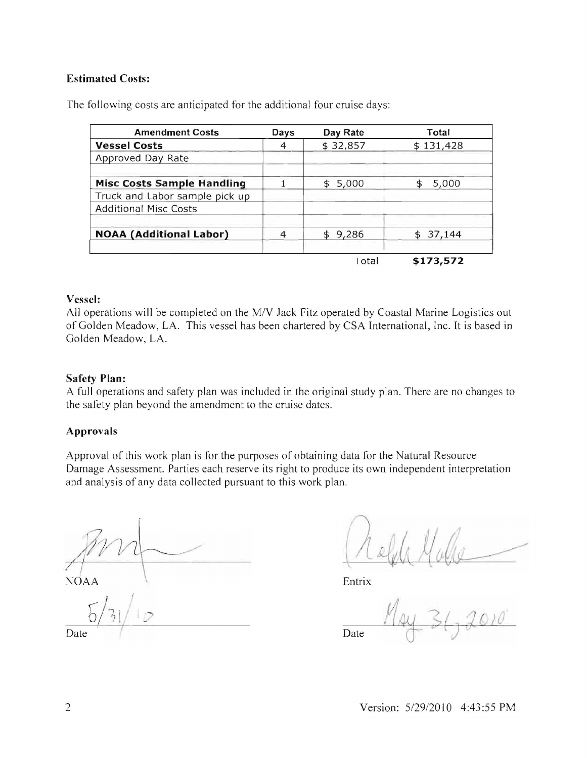**Estimated Costs:**

The following costs are anticipated for the additional four cruise days:

| Amendment Costs | Days | Day Rate | Total |
|---|---|---|---|
| **Vessel Costs** | 4 | $ 32,857 | $ 131,428 |
| Approved Day Rate | | | |
| | | | |
| **Misc Costs Sample Handling** | 1 | $ 5,000 | $ 5,000 |
| Truck and Labor sample pick up | | | |
| Additional Misc Costs | | | |
| | | | |
| **NOAA (Additional Labor)** | 4 | $ 9,286 | $ 37,144 |
| | | | |
| | | Total | **$173,572** |

**Vessel:**
All operations will be completed on the M/V Jack Fitz operated by Coastal Marine Logistics out of Golden Meadow, LA. This vessel has been chartered by CSA International, Inc. It is based in Golden Meadow, LA.

**Safety Plan:**
A full operations and safety plan was included in the original study plan. There are no changes to the safety plan beyond the amendment to the cruise dates.

**Approvals**

Approval of this work plan is for the purposes of obtaining data for the Natural Resource Damage Assessment. Parties each reserve its right to produce its own independent interpretation and analysis of any data collected pursuant to this work plan.

NOAA

Date 5/31/10

Entrix

Date May 31, 2010

Version: 5/29/2010 4:43:55 PM